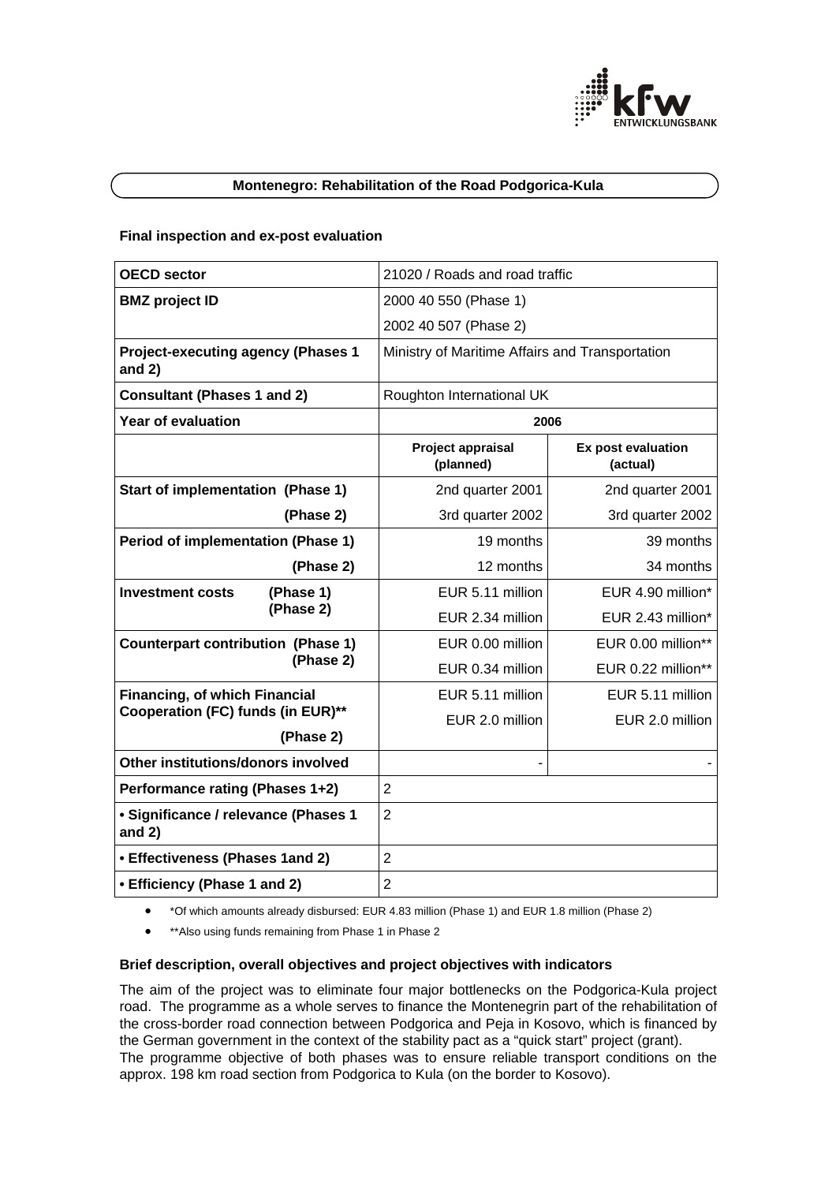## Montenegro: Rehabilitation of the Road Podgorica-Kula

### Final inspection and ex-post evaluation

| **OECD sector** | 21020 / Roads and road traffic | |
|---|---|---|
| **BMZ project ID** | 2000 40 550 (Phase 1) | |
| | 2002 40 507 (Phase 2) | |
| **Project-executing agency (Phases 1 and 2)** | Ministry of Maritime Affairs and Transportation | |
| **Consultant (Phases 1 and 2)** | Roughton International UK | |
| **Year of evaluation** | **2006** | |
| | **Project appraisal (planned)** | **Ex post evaluation (actual)** |
| **Start of implementation (Phase 1)** | 2nd quarter 2001 | 2nd quarter 2001 |
| **(Phase 2)** | 3rd quarter 2002 | 3rd quarter 2002 |
| **Period of implementation (Phase 1)** | 19 months | 39 months |
| **(Phase 2)** | 12 months | 34 months |
| **Investment costs (Phase 1)** | EUR 5.11 million | EUR 4.90 million* |
| **(Phase 2)** | EUR 2.34 million | EUR 2.43 million* |
| **Counterpart contribution (Phase 1)** | EUR 0.00 million | EUR 0.00 million** |
| **(Phase 2)** | EUR 0.34 million | EUR 0.22 million** |
| **Financing, of which Financial Cooperation (FC) funds (in EUR)**** | EUR 5.11 million | EUR 5.11 million |
| **(Phase 2)** | EUR 2.0 million | EUR 2.0 million |
| **Other institutions/donors involved** | - | - |
| **Performance rating (Phases 1+2)** | 2 | |
| **• Significance / relevance (Phases 1 and 2)** | 2 | |
| **• Effectiveness (Phases 1and 2)** | 2 | |
| **• Efficiency (Phase 1 and 2)** | 2 | |

- *Of which amounts already disbursed: EUR 4.83 million (Phase 1) and EUR 1.8 million (Phase 2)
- **Also using funds remaining from Phase 1 in Phase 2

### Brief description, overall objectives and project objectives with indicators

The aim of the project was to eliminate four major bottlenecks on the Podgorica-Kula project road. The programme as a whole serves to finance the Montenegrin part of the rehabilitation of the cross-border road connection between Podgorica and Peja in Kosovo, which is financed by the German government in the context of the stability pact as a "quick start" project (grant).
The programme objective of both phases was to ensure reliable transport conditions on the approx. 198 km road section from Podgorica to Kula (on the border to Kosovo).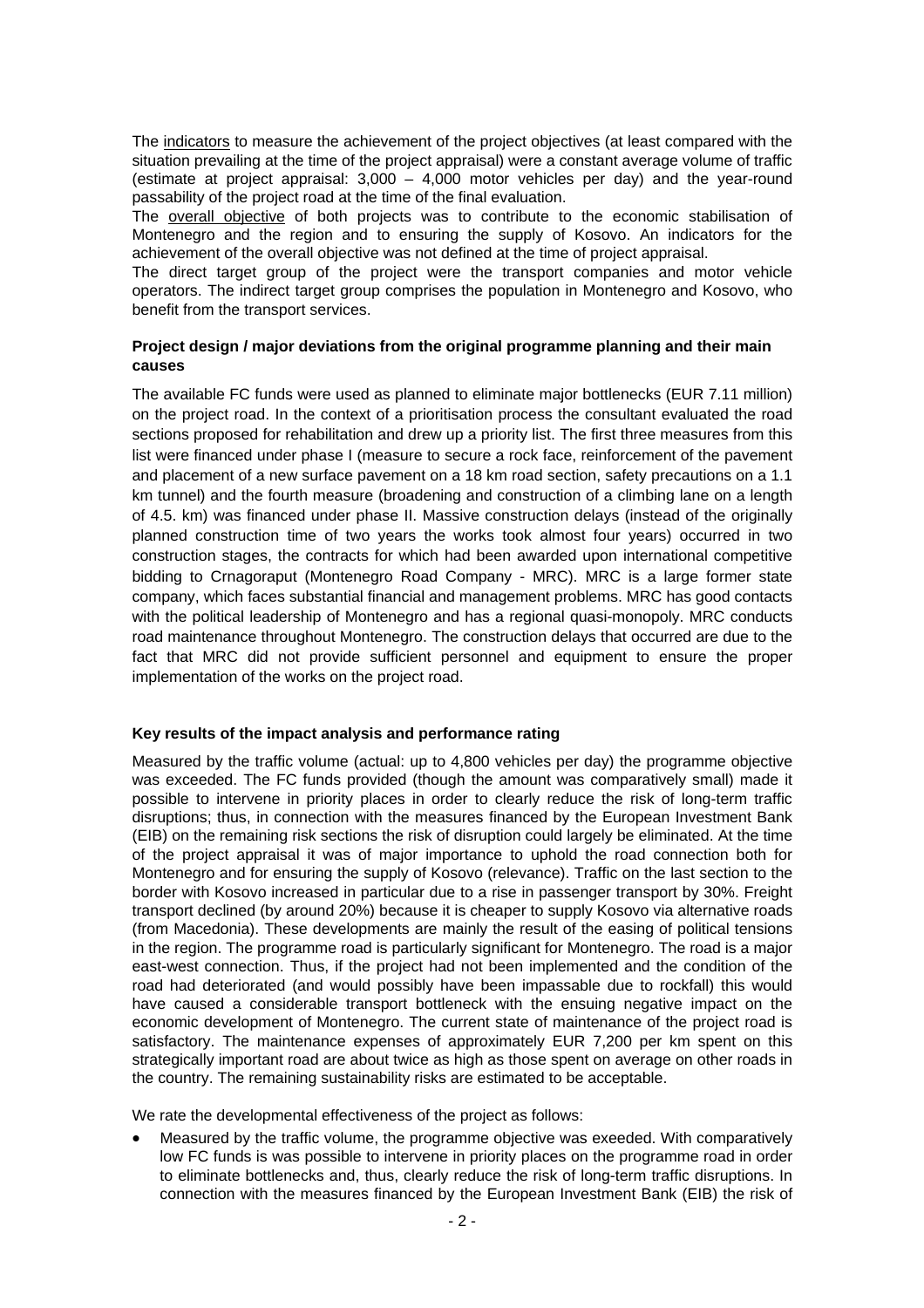The indicators to measure the achievement of the project objectives (at least compared with the situation prevailing at the time of the project appraisal) were a constant average volume of traffic (estimate at project appraisal: 3,000 – 4,000 motor vehicles per day) and the year-round passability of the project road at the time of the final evaluation.

The overall objective of both projects was to contribute to the economic stabilisation of Montenegro and the region and to ensuring the supply of Kosovo. An indicators for the achievement of the overall objective was not defined at the time of project appraisal.

The direct target group of the project were the transport companies and motor vehicle operators. The indirect target group comprises the population in Montenegro and Kosovo, who benefit from the transport services.

**Project design / major deviations from the original programme planning and their main causes**

The available FC funds were used as planned to eliminate major bottlenecks (EUR 7.11 million) on the project road. In the context of a prioritisation process the consultant evaluated the road sections proposed for rehabilitation and drew up a priority list. The first three measures from this list were financed under phase I (measure to secure a rock face, reinforcement of the pavement and placement of a new surface pavement on a 18 km road section, safety precautions on a 1.1 km tunnel) and the fourth measure (broadening and construction of a climbing lane on a length of 4.5. km) was financed under phase II. Massive construction delays (instead of the originally planned construction time of two years the works took almost four years) occurred in two construction stages, the contracts for which had been awarded upon international competitive bidding to Crnagoraput (Montenegro Road Company - MRC). MRC is a large former state company, which faces substantial financial and management problems. MRC has good contacts with the political leadership of Montenegro and has a regional quasi-monopoly. MRC conducts road maintenance throughout Montenegro. The construction delays that occurred are due to the fact that MRC did not provide sufficient personnel and equipment to ensure the proper implementation of the works on the project road.

**Key results of the impact analysis and performance rating**

Measured by the traffic volume (actual: up to 4,800 vehicles per day) the programme objective was exceeded. The FC funds provided (though the amount was comparatively small) made it possible to intervene in priority places in order to clearly reduce the risk of long-term traffic disruptions; thus, in connection with the measures financed by the European Investment Bank (EIB) on the remaining risk sections the risk of disruption could largely be eliminated. At the time of the project appraisal it was of major importance to uphold the road connection both for Montenegro and for ensuring the supply of Kosovo (relevance). Traffic on the last section to the border with Kosovo increased in particular due to a rise in passenger transport by 30%. Freight transport declined (by around 20%) because it is cheaper to supply Kosovo via alternative roads (from Macedonia). These developments are mainly the result of the easing of political tensions in the region. The programme road is particularly significant for Montenegro. The road is a major east-west connection. Thus, if the project had not been implemented and the condition of the road had deteriorated (and would possibly have been impassable due to rockfall) this would have caused a considerable transport bottleneck with the ensuing negative impact on the economic development of Montenegro. The current state of maintenance of the project road is satisfactory. The maintenance expenses of approximately EUR 7,200 per km spent on this strategically important road are about twice as high as those spent on average on other roads in the country. The remaining sustainability risks are estimated to be acceptable.

We rate the developmental effectiveness of the project as follows:

- Measured by the traffic volume, the programme objective was exeeded. With comparatively low FC funds is was possible to intervene in priority places on the programme road in order to eliminate bottlenecks and, thus, clearly reduce the risk of long-term traffic disruptions. In connection with the measures financed by the European Investment Bank (EIB) the risk of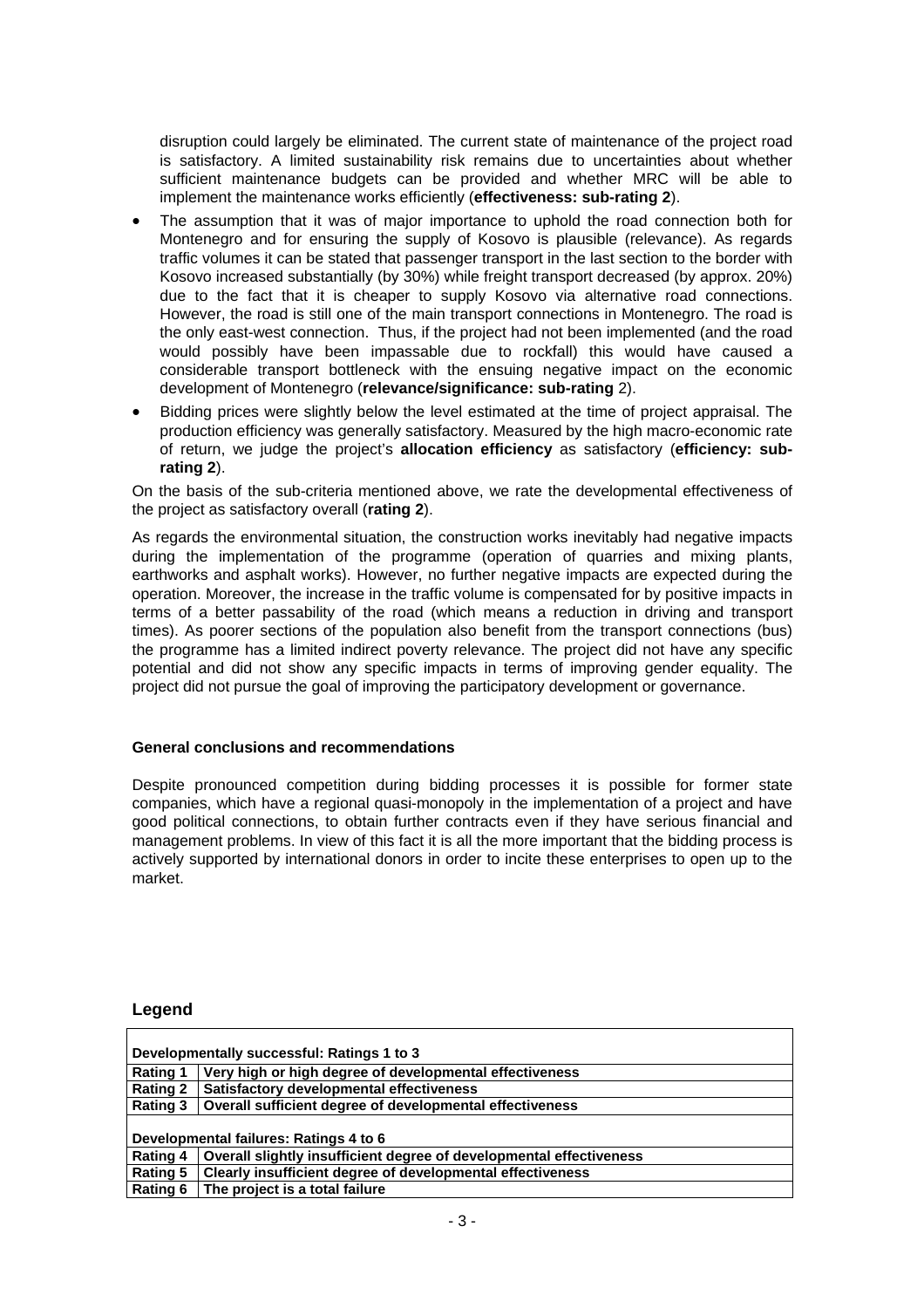disruption could largely be eliminated. The current state of maintenance of the project road is satisfactory. A limited sustainability risk remains due to uncertainties about whether sufficient maintenance budgets can be provided and whether MRC will be able to implement the maintenance works efficiently (**effectiveness: sub-rating 2**).

- The assumption that it was of major importance to uphold the road connection both for Montenegro and for ensuring the supply of Kosovo is plausible (relevance). As regards traffic volumes it can be stated that passenger transport in the last section to the border with Kosovo increased substantially (by 30%) while freight transport decreased (by approx. 20%) due to the fact that it is cheaper to supply Kosovo via alternative road connections. However, the road is still one of the main transport connections in Montenegro. The road is the only east-west connection. Thus, if the project had not been implemented (and the road would possibly have been impassable due to rockfall) this would have caused a considerable transport bottleneck with the ensuing negative impact on the economic development of Montenegro (**relevance/significance: sub-rating** 2).
- Bidding prices were slightly below the level estimated at the time of project appraisal. The production efficiency was generally satisfactory. Measured by the high macro-economic rate of return, we judge the project's **allocation efficiency** as satisfactory (**efficiency: sub-rating 2**).

On the basis of the sub-criteria mentioned above, we rate the developmental effectiveness of the project as satisfactory overall (**rating 2**).

As regards the environmental situation, the construction works inevitably had negative impacts during the implementation of the programme (operation of quarries and mixing plants, earthworks and asphalt works). However, no further negative impacts are expected during the operation. Moreover, the increase in the traffic volume is compensated for by positive impacts in terms of a better passability of the road (which means a reduction in driving and transport times). As poorer sections of the population also benefit from the transport connections (bus) the programme has a limited indirect poverty relevance. The project did not have any specific potential and did not show any specific impacts in terms of improving gender equality. The project did not pursue the goal of improving the participatory development or governance.

**General conclusions and recommendations**

Despite pronounced competition during bidding processes it is possible for former state companies, which have a regional quasi-monopoly in the implementation of a project and have good political connections, to obtain further contracts even if they have serious financial and management problems. In view of this fact it is all the more important that the bidding process is actively supported by international donors in order to incite these enterprises to open up to the market.

## Legend

| **Developmentally successful: Ratings 1 to 3** | |
|---|---|
| **Rating 1** | **Very high or high degree of developmental effectiveness** |
| **Rating 2** | **Satisfactory developmental effectiveness** |
| **Rating 3** | **Overall sufficient degree of developmental effectiveness** |
| **Developmental failures: Ratings 4 to 6** | |
| **Rating 4** | **Overall slightly insufficient degree of developmental effectiveness** |
| **Rating 5** | **Clearly insufficient degree of developmental effectiveness** |
| **Rating 6** | **The project is a total failure** |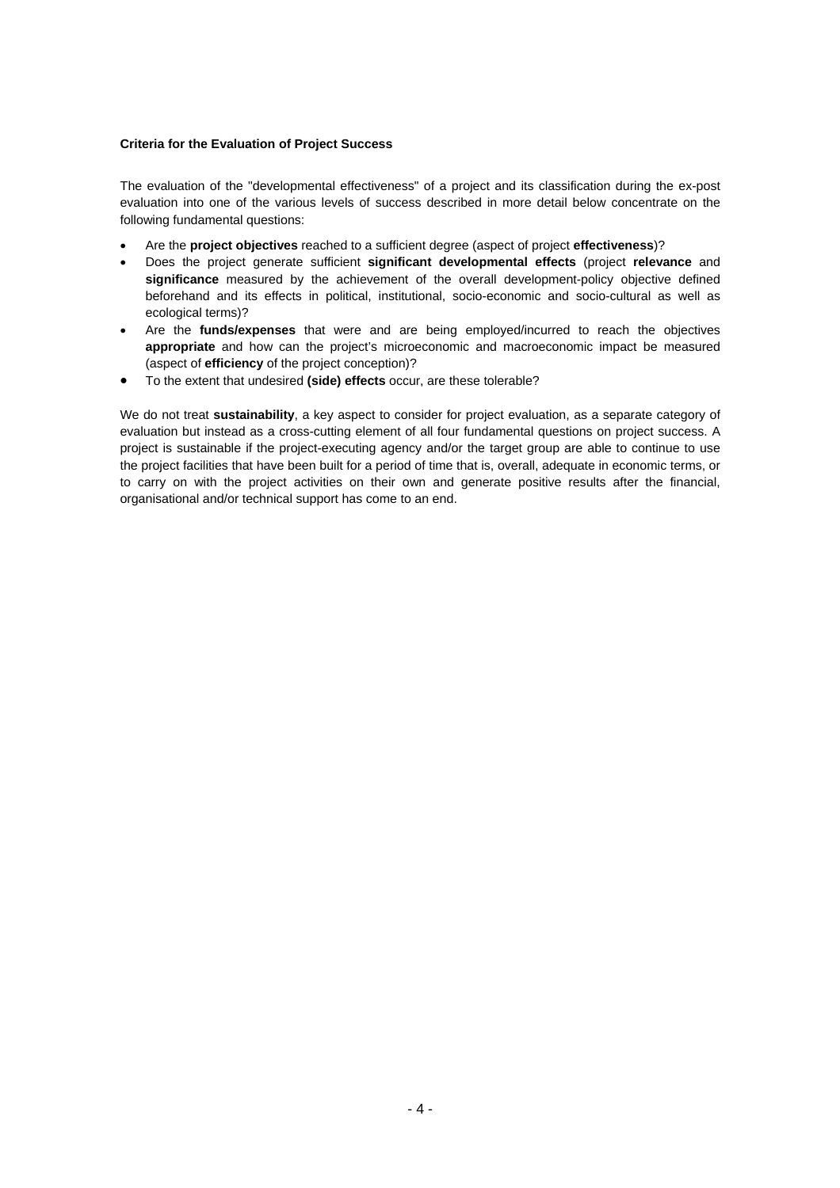**Criteria for the Evaluation of Project Success**

The evaluation of the "developmental effectiveness" of a project and its classification during the ex-post evaluation into one of the various levels of success described in more detail below concentrate on the following fundamental questions:

- Are the **project objectives** reached to a sufficient degree (aspect of project **effectiveness**)?
- Does the project generate sufficient **significant developmental effects** (project **relevance** and **significance** measured by the achievement of the overall development-policy objective defined beforehand and its effects in political, institutional, socio-economic and socio-cultural as well as ecological terms)?
- Are the **funds/expenses** that were and are being employed/incurred to reach the objectives **appropriate** and how can the project's microeconomic and macroeconomic impact be measured (aspect of **efficiency** of the project conception)?
- To the extent that undesired **(side) effects** occur, are these tolerable?

We do not treat **sustainability**, a key aspect to consider for project evaluation, as a separate category of evaluation but instead as a cross-cutting element of all four fundamental questions on project success. A project is sustainable if the project-executing agency and/or the target group are able to continue to use the project facilities that have been built for a period of time that is, overall, adequate in economic terms, or to carry on with the project activities on their own and generate positive results after the financial, organisational and/or technical support has come to an end.